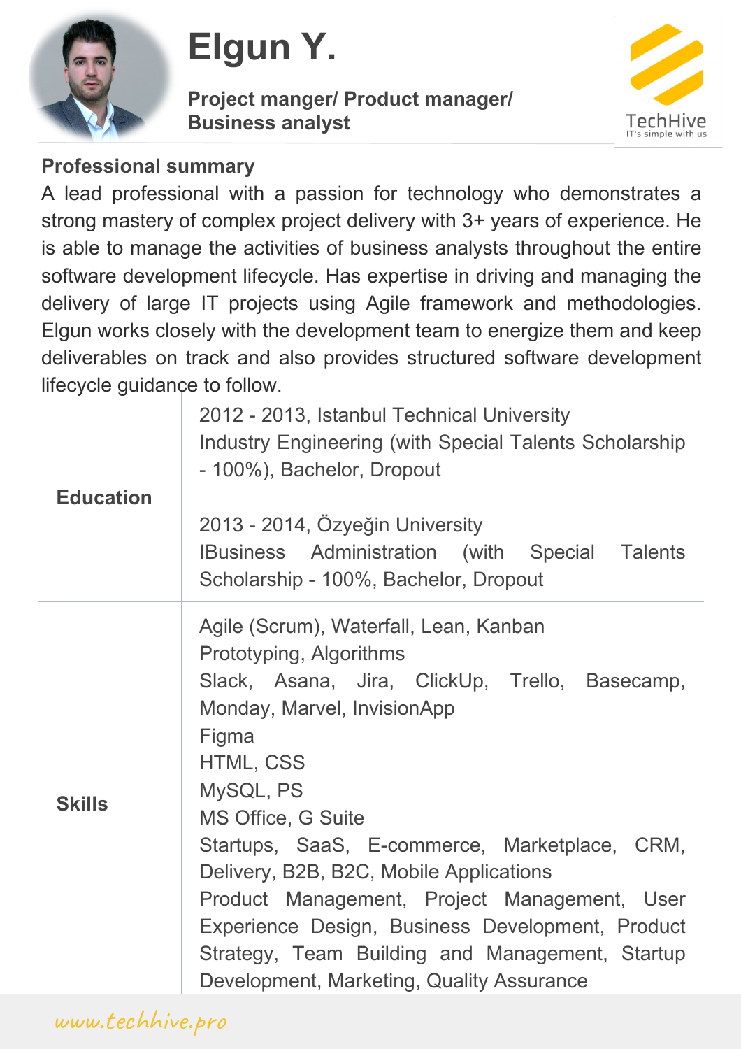# Elgun Y.

**Project manger/ Product manager/ Business analyst**

TechHive
IT's simple with us

## Professional summary

A lead professional with a passion for technology who demonstrates a strong mastery of complex project delivery with 3+ years of experience. He is able to manage the activities of business analysts throughout the entire software development lifecycle. Has expertise in driving and managing the delivery of large IT projects using Agile framework and methodologies. Elgun works closely with the development team to energize them and keep deliverables on track and also provides structured software development lifecycle guidance to follow.

| | |
|---|---|
| **Education** | 2012 - 2013, Istanbul Technical University<br>Industry Engineering (with Special Talents Scholarship - 100%), Bachelor, Dropout<br><br>2013 - 2014, Özyeğin University<br>IBusiness Administration (with Special Talents Scholarship - 100%, Bachelor, Dropout |
| **Skills** | Agile (Scrum), Waterfall, Lean, Kanban<br>Prototyping, Algorithms<br>Slack, Asana, Jira, ClickUp, Trello, Basecamp, Monday, Marvel, InvisionApp<br>Figma<br>HTML, CSS<br>MySQL, PS<br>MS Office, G Suite<br>Startups, SaaS, E-commerce, Marketplace, CRM, Delivery, B2B, B2C, Mobile Applications<br>Product Management, Project Management, User Experience Design, Business Development, Product Strategy, Team Building and Management, Startup Development, Marketing, Quality Assurance |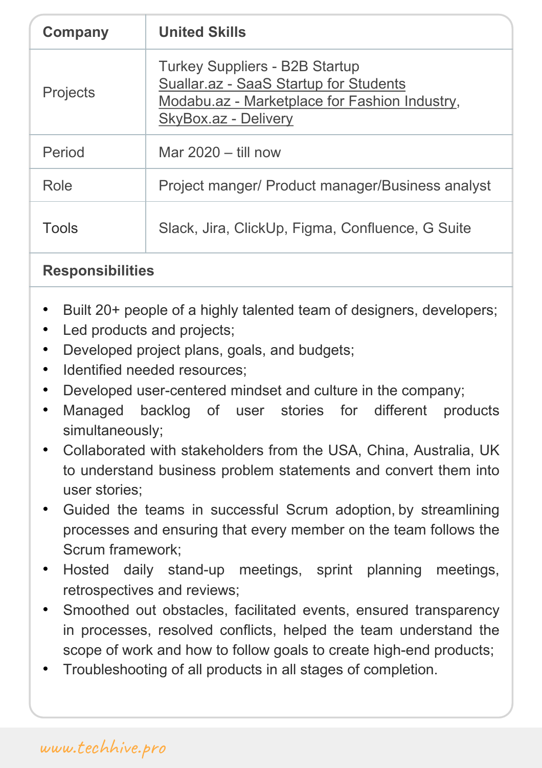| Company | United Skills |
| --- | --- |
| Projects | Turkey Suppliers - B2B Startup<br>Suallar.az - SaaS Startup for Students<br>Modabu.az - Marketplace for Fashion Industry,<br>SkyBox.az - Delivery |
| Period | Mar 2020 – till now |
| Role | Project manger/ Product manager/Business analyst |
| Tools | Slack, Jira, ClickUp, Figma, Confluence, G Suite |

**Responsibilities**

- Built 20+ people of a highly talented team of designers, developers;
- Led products and projects;
- Developed project plans, goals, and budgets;
- Identified needed resources;
- Developed user-centered mindset and culture in the company;
- Managed backlog of user stories for different products simultaneously;
- Collaborated with stakeholders from the USA, China, Australia, UK to understand business problem statements and convert them into user stories;
- Guided the teams in successful Scrum adoption, by streamlining processes and ensuring that every member on the team follows the Scrum framework;
- Hosted daily stand-up meetings, sprint planning meetings, retrospectives and reviews;
- Smoothed out obstacles, facilitated events, ensured transparency in processes, resolved conflicts, helped the team understand the scope of work and how to follow goals to create high-end products;
- Troubleshooting of all products in all stages of completion.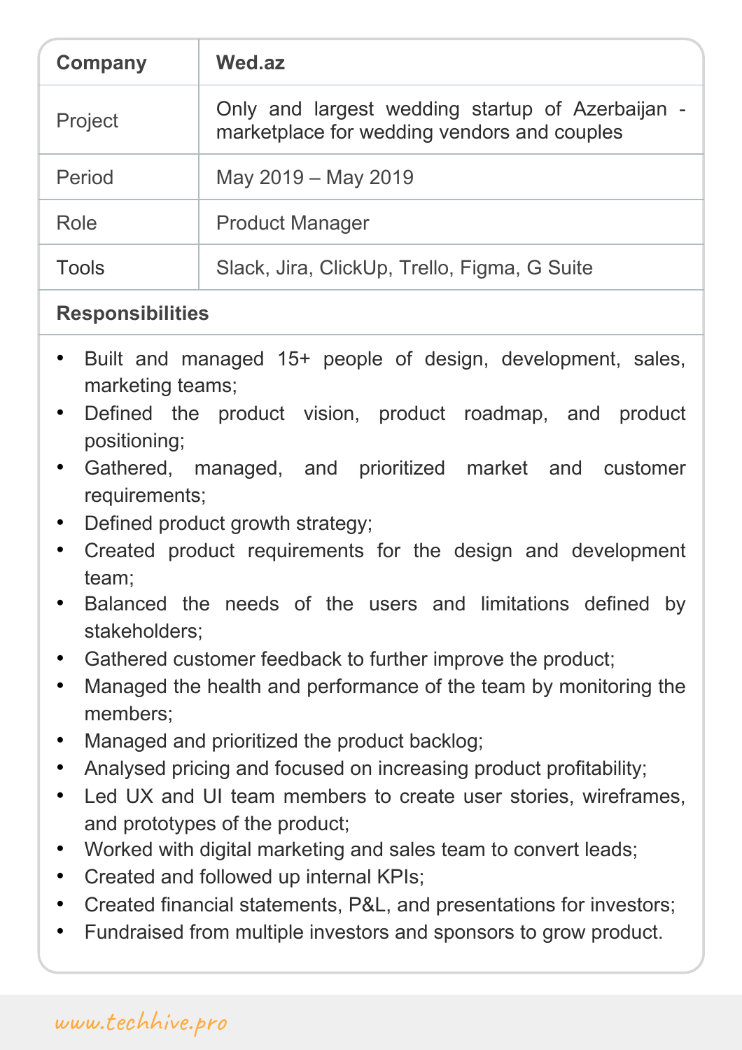| Company | Wed.az |
| --- | --- |
| Project | Only and largest wedding startup of Azerbaijan - marketplace for wedding vendors and couples |
| Period | May 2019 – May 2019 |
| Role | Product Manager |
| Tools | Slack, Jira, ClickUp, Trello, Figma, G Suite |

**Responsibilities**

- Built and managed 15+ people of design, development, sales, marketing teams;
- Defined the product vision, product roadmap, and product positioning;
- Gathered, managed, and prioritized market and customer requirements;
- Defined product growth strategy;
- Created product requirements for the design and development team;
- Balanced the needs of the users and limitations defined by stakeholders;
- Gathered customer feedback to further improve the product;
- Managed the health and performance of the team by monitoring the members;
- Managed and prioritized the product backlog;
- Analysed pricing and focused on increasing product profitability;
- Led UX and UI team members to create user stories, wireframes, and prototypes of the product;
- Worked with digital marketing and sales team to convert leads;
- Created and followed up internal KPIs;
- Created financial statements, P&L, and presentations for investors;
- Fundraised from multiple investors and sponsors to grow product.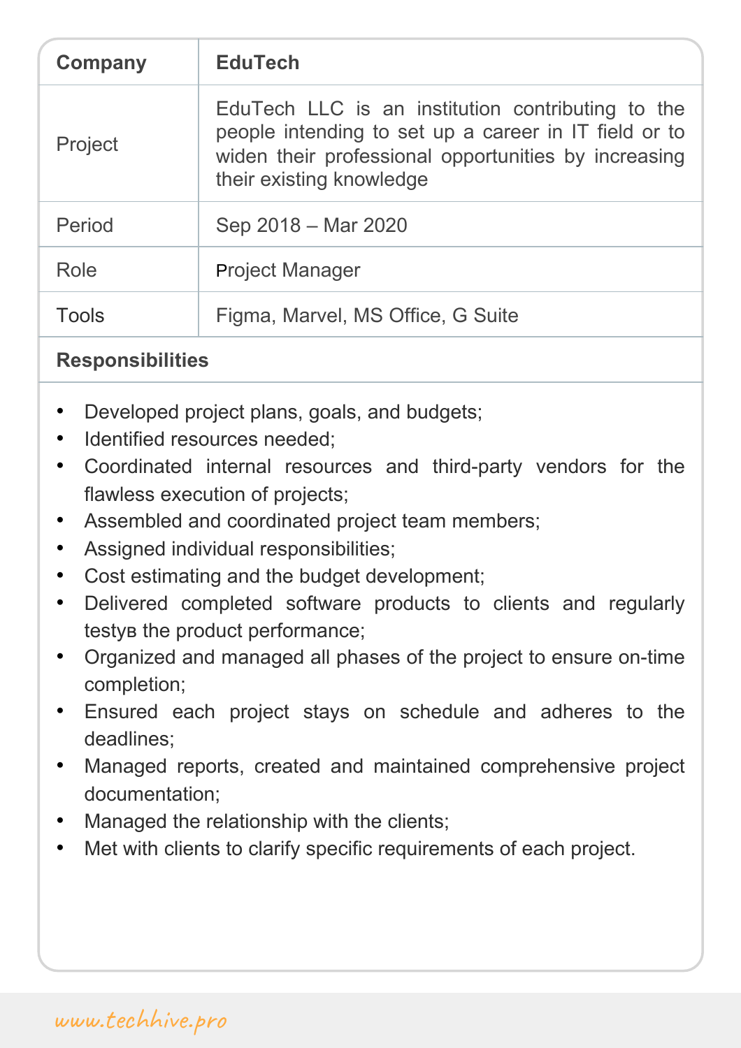| Company | EduTech |
| --- | --- |
| Project | EduTech LLC is an institution contributing to the people intending to set up a career in IT field or to widen their professional opportunities by increasing their existing knowledge |
| Period | Sep 2018 – Mar 2020 |
| Role | Project Manager |
| Tools | Figma, Marvel, MS Office, G Suite |

**Responsibilities**

- Developed project plans, goals, and budgets;
- Identified resources needed;
- Coordinated internal resources and third-party vendors for the flawless execution of projects;
- Assembled and coordinated project team members;
- Assigned individual responsibilities;
- Cost estimating and the budget development;
- Delivered completed software products to clients and regularly testyв the product performance;
- Organized and managed all phases of the project to ensure on-time completion;
- Ensured each project stays on schedule and adheres to the deadlines;
- Managed reports, created and maintained comprehensive project documentation;
- Managed the relationship with the clients;
- Met with clients to clarify specific requirements of each project.